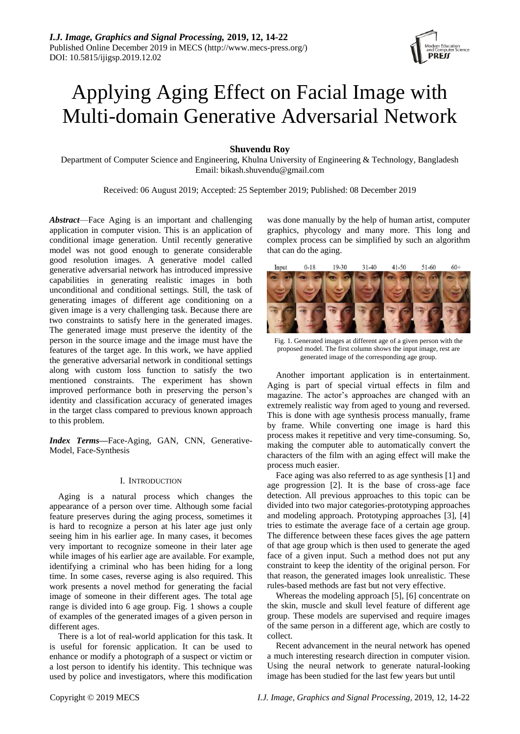# Applying Aging Effect on Facial Image with Multi-domain Generative Adversarial Network

**Shuvendu Roy**

Department of Computer Science and Engineering, Khulna University of Engineering & Technology, Bangladesh
Email: bikash.shuvendu@gmail.com

Received: 06 August 2019; Accepted: 25 September 2019; Published: 08 December 2019

***Abstract*****—**Face Aging is an important and challenging application in computer vision. This is an application of conditional image generation. Until recently generative model was not good enough to generate considerable good resolution images. A generative model called generative adversarial network has introduced impressive capabilities in generating realistic images in both unconditional and conditional settings. Still, the task of generating images of different age conditioning on a given image is a very challenging task. Because there are two constraints to satisfy here in the generated images. The generated image must preserve the identity of the person in the source image and the image must have the features of the target age. In this work, we have applied the generative adversarial network in conditional settings along with custom loss function to satisfy the two mentioned constraints. The experiment has shown improved performance both in preserving the person's identity and classification accuracy of generated images in the target class compared to previous known approach to this problem.

***Index Terms*****—**Face-Aging, GAN, CNN, Generative-Model, Face-Synthesis

## I. INTRODUCTION

Aging is a natural process which changes the appearance of a person over time. Although some facial feature preserves during the aging process, sometimes it is hard to recognize a person at his later age just only seeing him in his earlier age. In many cases, it becomes very important to recognize someone in their later age while images of his earlier age are available. For example, identifying a criminal who has been hiding for a long time. In some cases, reverse aging is also required. This work presents a novel method for generating the facial image of someone in their different ages. The total age range is divided into 6 age group. Fig. 1 shows a couple of examples of the generated images of a given person in different ages.

There is a lot of real-world application for this task. It is useful for forensic application. It can be used to enhance or modify a photograph of a suspect or victim or a lost person to identify his identity. This technique was used by police and investigators, where this modification was done manually by the help of human artist, computer graphics, phycology and many more. This long and complex process can be simplified by such an algorithm that can do the aging.

Input 0-18 19-30 31-40 41-50 51-60 60+

Fig. 1. Generated images at different age of a given person with the proposed model. The first column shows the input image, rest are generated image of the corresponding age group.

Another important application is in entertainment. Aging is part of special virtual effects in film and magazine. The actor's approaches are changed with an extremely realistic way from aged to young and reversed. This is done with age synthesis process manually, frame by frame. While converting one image is hard this process makes it repetitive and very time-consuming. So, making the computer able to automatically convert the characters of the film with an aging effect will make the process much easier.

Face aging was also referred to as age synthesis [1] and age progression [2]. It is the base of cross-age face detection. All previous approaches to this topic can be divided into two major categories-prototyping approaches and modeling approach. Prototyping approaches [3], [4] tries to estimate the average face of a certain age group. The difference between these faces gives the age pattern of that age group which is then used to generate the aged face of a given input. Such a method does not put any constraint to keep the identity of the original person. For that reason, the generated images look unrealistic. These rules-based methods are fast but not very effective.

Whereas the modeling approach [5], [6] concentrate on the skin, muscle and skull level feature of different age group. These models are supervised and require images of the same person in a different age, which are costly to collect.

Recent advancement in the neural network has opened a much interesting research direction in computer vision. Using the neural network to generate natural-looking image has been studied for the last few years but until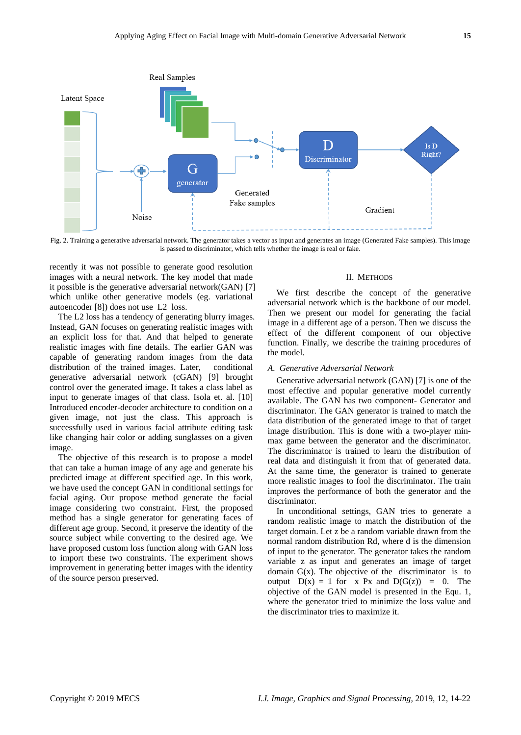Fig. 2. Training a generative adversarial network. The generator takes a vector as input and generates an image (Generated Fake samples). This image is passed to discriminator, which tells whether the image is real or fake.

recently it was not possible to generate good resolution images with a neural network. The key model that made it possible is the generative adversarial network(GAN) [7] which unlike other generative models (eg. variational autoencoder [8]) does not use L2 loss.

The L2 loss has a tendency of generating blurry images. Instead, GAN focuses on generating realistic images with an explicit loss for that. And that helped to generate realistic images with fine details. The earlier GAN was capable of generating random images from the data distribution of the trained images. Later, conditional generative adversarial network (cGAN) [9] brought control over the generated image. It takes a class label as input to generate images of that class. Isola et. al. [10] Introduced encoder-decoder architecture to condition on a given image, not just the class. This approach is successfully used in various facial attribute editing task like changing hair color or adding sunglasses on a given image.

The objective of this research is to propose a model that can take a human image of any age and generate his predicted image at different specified age. In this work, we have used the concept GAN in conditional settings for facial aging. Our propose method generate the facial image considering two constraint. First, the proposed method has a single generator for generating faces of different age group. Second, it preserve the identity of the source subject while converting to the desired age. We have proposed custom loss function along with GAN loss to import these two constraints. The experiment shows improvement in generating better images with the identity of the source person preserved.

## II. Methods

We first describe the concept of the generative adversarial network which is the backbone of our model. Then we present our model for generating the facial image in a different age of a person. Then we discuss the effect of the different component of our objective function. Finally, we describe the training procedures of the model.

### *A. Generative Adversarial Network*

Generative adversarial network (GAN) [7] is one of the most effective and popular generative model currently available. The GAN has two component- Generator and discriminator. The GAN generator is trained to match the data distribution of the generated image to that of target image distribution. This is done with a two-player min-max game between the generator and the discriminator. The discriminator is trained to learn the distribution of real data and distinguish it from that of generated data. At the same time, the generator is trained to generate more realistic images to fool the discriminator. The train improves the performance of both the generator and the discriminator.

In unconditional settings, GAN tries to generate a random realistic image to match the distribution of the target domain. Let z be a random variable drawn from the normal random distribution Rd, where d is the dimension of input to the generator. The generator takes the random variable z as input and generates an image of target domain G(x). The objective of the discriminator is to output D(x) = 1 for x Px and D(G(z)) = 0. The objective of the GAN model is presented in the Equ. 1, where the generator tried to minimize the loss value and the discriminator tries to maximize it.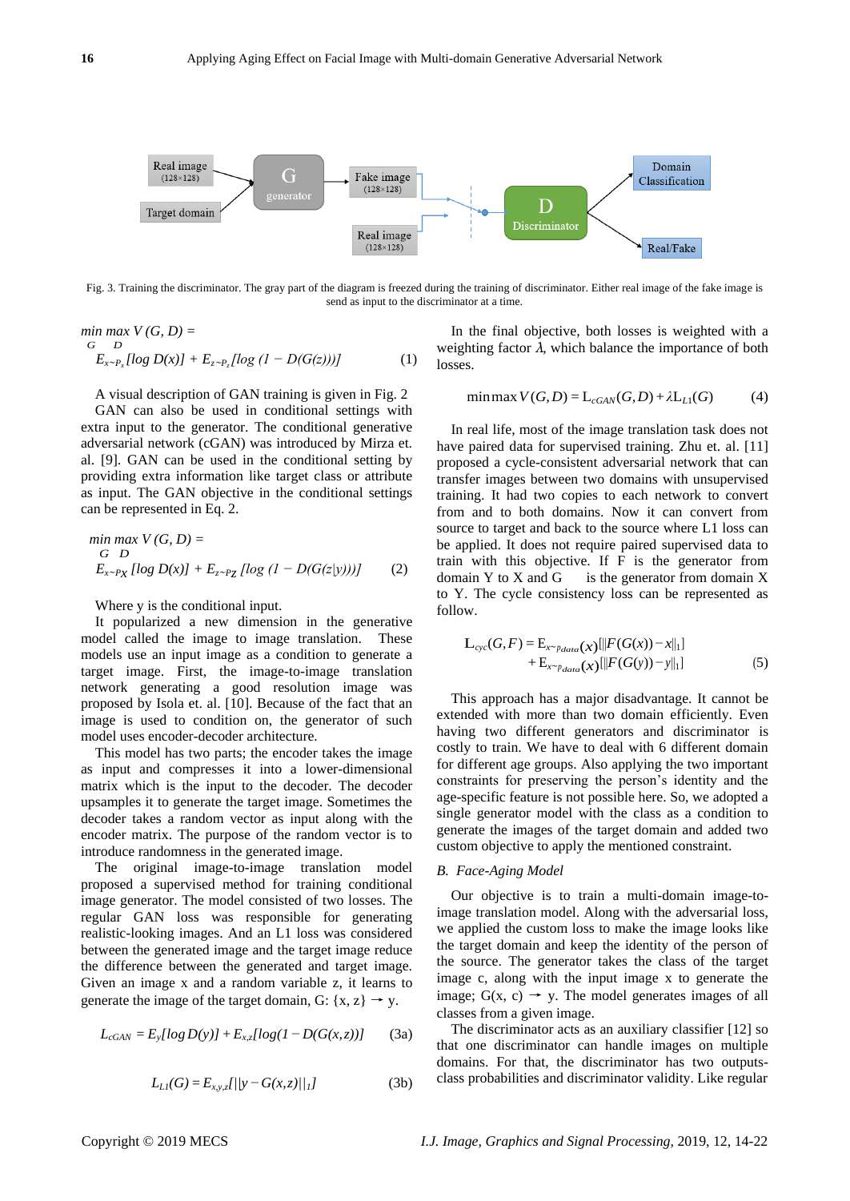Fig. 3. Training the discriminator. The gray part of the diagram is freezed during the training of discriminator. Either real image of the fake image is send as input to the discriminator at a time.

$$\min_{G} \max_{D} V(G, D) = E_{x\sim P_x}[\log D(x)] + E_{z\sim P_z}[\log (1 - D(G(z)))] \quad (1)$$

A visual description of GAN training is given in Fig. 2

GAN can also be used in conditional settings with extra input to the generator. The conditional generative adversarial network (cGAN) was introduced by Mirza et. al. [9]. GAN can be used in the conditional setting by providing extra information like target class or attribute as input. The GAN objective in the conditional settings can be represented in Eq. 2.

$$\min_{G} \max_{D} V(G, D) = E_{x\sim P_X}[\log D(x)] + E_{z\sim P_Z}[\log (1 - D(G(z|y)))] \quad (2)$$

Where y is the conditional input.

It popularized a new dimension in the generative model called the image to image translation. These models use an input image as a condition to generate a target image. First, the image-to-image translation network generating a good resolution image was proposed by Isola et. al. [10]. Because of the fact that an image is used to condition on, the generator of such model uses encoder-decoder architecture.

This model has two parts; the encoder takes the image as input and compresses it into a lower-dimensional matrix which is the input to the decoder. The decoder upsamples it to generate the target image. Sometimes the decoder takes a random vector as input along with the encoder matrix. The purpose of the random vector is to introduce randomness in the generated image.

The original image-to-image translation model proposed a supervised method for training conditional image generator. The model consisted of two losses. The regular GAN loss was responsible for generating realistic-looking images. And an L1 loss was considered between the generated image and the target image reduce the difference between the generated and target image. Given an image x and a random variable z, it learns to generate the image of the target domain, G: {x, z} → y.

$$L_{cGAN} = E_y[\log D(y)] + E_{x,z}[\log(1 - D(G(x,z))] \quad (3a)$$

$$L_{L1}(G) = E_{x,y,z}[||y - G(x,z)||_1] \quad (3b)$$

In the final objective, both losses is weighted with a weighting factor $\lambda$, which balance the importance of both losses.

$$\min \max V(G, D) = L_{cGAN}(G, D) + \lambda L_{L1}(G) \quad (4)$$

In real life, most of the image translation task does not have paired data for supervised training. Zhu et. al. [11] proposed a cycle-consistent adversarial network that can transfer images between two domains with unsupervised training. It had two copies to each network to convert from and to both domains. Now it can convert from source to target and back to the source where L1 loss can be applied. It does not require paired supervised data to train with this objective. If F is the generator from domain Y to X and G is the generator from domain X to Y. The cycle consistency loss can be represented as follow.

$$L_{cyc}(G, F) = E_{x\sim p_{data}(x)}[||F(G(x)) - x||_1] + E_{x\sim p_{data}(x)}[||F(G(y)) - y||_1] \quad (5)$$

This approach has a major disadvantage. It cannot be extended with more than two domain efficiently. Even having two different generators and discriminator is costly to train. We have to deal with 6 different domain for different age groups. Also applying the two important constraints for preserving the person's identity and the age-specific feature is not possible here. So, we adopted a single generator model with the class as a condition to generate the images of the target domain and added two custom objective to apply the mentioned constraint.

### B. Face-Aging Model

Our objective is to train a multi-domain image-to-image translation model. Along with the adversarial loss, we applied the custom loss to make the image looks like the target domain and keep the identity of the person of the source. The generator takes the class of the target image c, along with the input image x to generate the image; G(x, c) → y. The model generates images of all classes from a given image.

The discriminator acts as an auxiliary classifier [12] so that one discriminator can handle images on multiple domains. For that, the discriminator has two outputs-class probabilities and discriminator validity. Like regular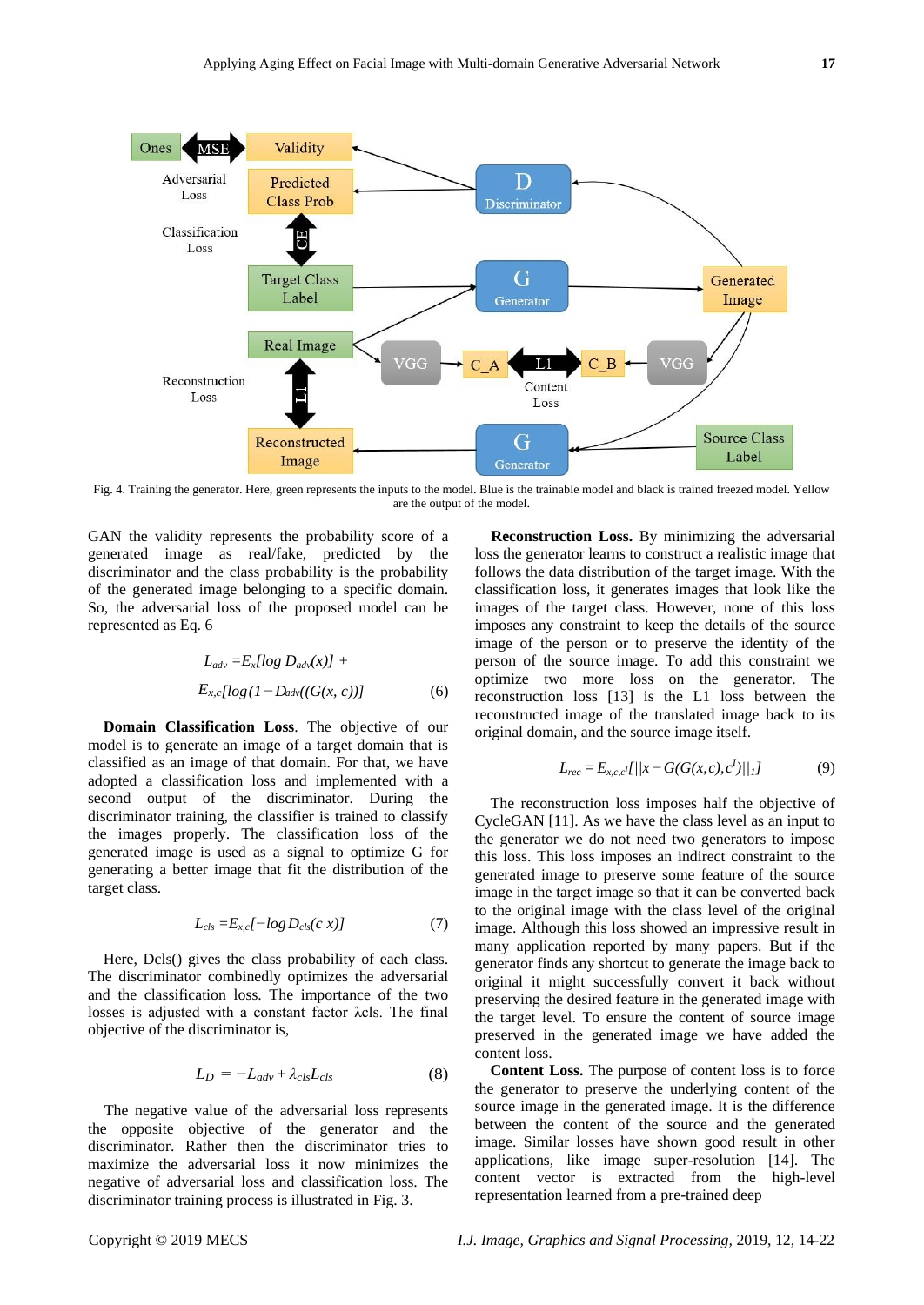Fig. 4. Training the generator. Here, green represents the inputs to the model. Blue is the trainable model and black is trained freezed model. Yellow are the output of the model.

GAN the validity represents the probability score of a generated image as real/fake, predicted by the discriminator and the class probability is the probability of the generated image belonging to a specific domain. So, the adversarial loss of the proposed model can be represented as Eq. 6

$$L_{adv} = E_x[\log D_{adv}(x)] + E_{x,c}[\log(1 - D_{adv}((G(x, c))] \quad (6)$$

**Domain Classification Loss**. The objective of our model is to generate an image of a target domain that is classified as an image of that domain. For that, we have adopted a classification loss and implemented with a second output of the discriminator. During the discriminator training, the classifier is trained to classify the images properly. The classification loss of the generated image is used as a signal to optimize G for generating a better image that fit the distribution of the target class.

$$L_{cls} = E_{x,c}[-\log D_{cls}(c|x)] \quad (7)$$

Here, Dcls() gives the class probability of each class. The discriminator combinedly optimizes the adversarial and the classification loss. The importance of the two losses is adjusted with a constant factor λcls. The final objective of the discriminator is,

$$L_D = -L_{adv} + \lambda_{cls} L_{cls} \quad (8)$$

The negative value of the adversarial loss represents the opposite objective of the generator and the discriminator. Rather then the discriminator tries to maximize the adversarial loss it now minimizes the negative of adversarial loss and classification loss. The discriminator training process is illustrated in Fig. 3.

**Reconstruction Loss.** By minimizing the adversarial loss the generator learns to construct a realistic image that follows the data distribution of the target image. With the classification loss, it generates images that look like the images of the target class. However, none of this loss imposes any constraint to keep the details of the source image of the person or to preserve the identity of the person of the source image. To add this constraint we optimize two more loss on the generator. The reconstruction loss [13] is the L1 loss between the reconstructed image of the translated image back to its original domain, and the source image itself.

$$L_{rec} = E_{x,c,c^I}[||x - G(G(x, c), c^I)||_1] \quad (9)$$

The reconstruction loss imposes half the objective of CycleGAN [11]. As we have the class level as an input to the generator we do not need two generators to impose this loss. This loss imposes an indirect constraint to the generated image to preserve some feature of the source image in the target image so that it can be converted back to the original image with the class level of the original image. Although this loss showed an impressive result in many application reported by many papers. But if the generator finds any shortcut to generate the image back to original it might successfully convert it back without preserving the desired feature in the generated image with the target level. To ensure the content of source image preserved in the generated image we have added the content loss.

**Content Loss.** The purpose of content loss is to force the generator to preserve the underlying content of the source image in the generated image. It is the difference between the content of the source and the generated image. Similar losses have shown good result in other applications, like image super-resolution [14]. The content vector is extracted from the high-level representation learned from a pre-trained deep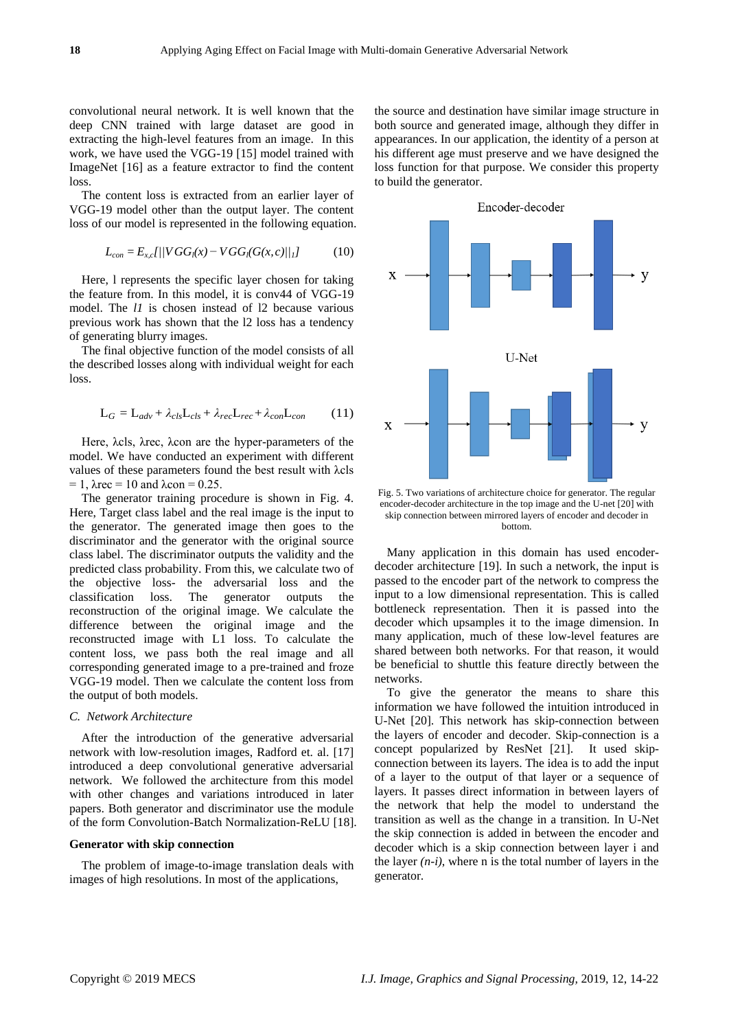convolutional neural network. It is well known that the deep CNN trained with large dataset are good in extracting the high-level features from an image. In this work, we have used the VGG-19 [15] model trained with ImageNet [16] as a feature extractor to find the content loss.

The content loss is extracted from an earlier layer of VGG-19 model other than the output layer. The content loss of our model is represented in the following equation.

$$L_{con} = E_{x,c}[||VGG_l(x) - VGG_l(G(x,c)||_1] \tag{10}$$

Here, l represents the specific layer chosen for taking the feature from. In this model, it is conv44 of VGG-19 model. The *l1* is chosen instead of l2 because various previous work has shown that the l2 loss has a tendency of generating blurry images.

The final objective function of the model consists of all the described losses along with individual weight for each loss.

$$L_G = L_{adv} + \lambda_{cls}L_{cls} + \lambda_{rec}L_{rec} + \lambda_{con}L_{con} \tag{11}$$

Here, λcls, λrec, λcon are the hyper-parameters of the model. We have conducted an experiment with different values of these parameters found the best result with λcls = 1, λrec = 10 and λcon = 0.25.

The generator training procedure is shown in Fig. 4. Here, Target class label and the real image is the input to the generator. The generated image then goes to the discriminator and the generator with the original source class label. The discriminator outputs the validity and the predicted class probability. From this, we calculate two of the objective loss- the adversarial loss and the classification loss. The generator outputs the reconstruction of the original image. We calculate the difference between the original image and the reconstructed image with L1 loss. To calculate the content loss, we pass both the real image and all corresponding generated image to a pre-trained and froze VGG-19 model. Then we calculate the content loss from the output of both models.

### C. Network Architecture

After the introduction of the generative adversarial network with low-resolution images, Radford et. al. [17] introduced a deep convolutional generative adversarial network. We followed the architecture from this model with other changes and variations introduced in later papers. Both generator and discriminator use the module of the form Convolution-Batch Normalization-ReLU [18].

#### Generator with skip connection

The problem of image-to-image translation deals with images of high resolutions. In most of the applications, the source and destination have similar image structure in both source and generated image, although they differ in appearances. In our application, the identity of a person at his different age must preserve and we have designed the loss function for that purpose. We consider this property to build the generator.

Fig. 5. Two variations of architecture choice for generator. The regular encoder-decoder architecture in the top image and the U-net [20] with skip connection between mirrored layers of encoder and decoder in bottom.

Many application in this domain has used encoder-decoder architecture [19]. In such a network, the input is passed to the encoder part of the network to compress the input to a low dimensional representation. This is called bottleneck representation. Then it is passed into the decoder which upsamples it to the image dimension. In many application, much of these low-level features are shared between both networks. For that reason, it would be beneficial to shuttle this feature directly between the networks.

To give the generator the means to share this information we have followed the intuition introduced in U-Net [20]. This network has skip-connection between the layers of encoder and decoder. Skip-connection is a concept popularized by ResNet [21]. It used skip-connection between its layers. The idea is to add the input of a layer to the output of that layer or a sequence of layers. It passes direct information in between layers of the network that help the model to understand the transition as well as the change in a transition. In U-Net the skip connection is added in between the encoder and decoder which is a skip connection between layer i and the layer *(n-i)*, where n is the total number of layers in the generator.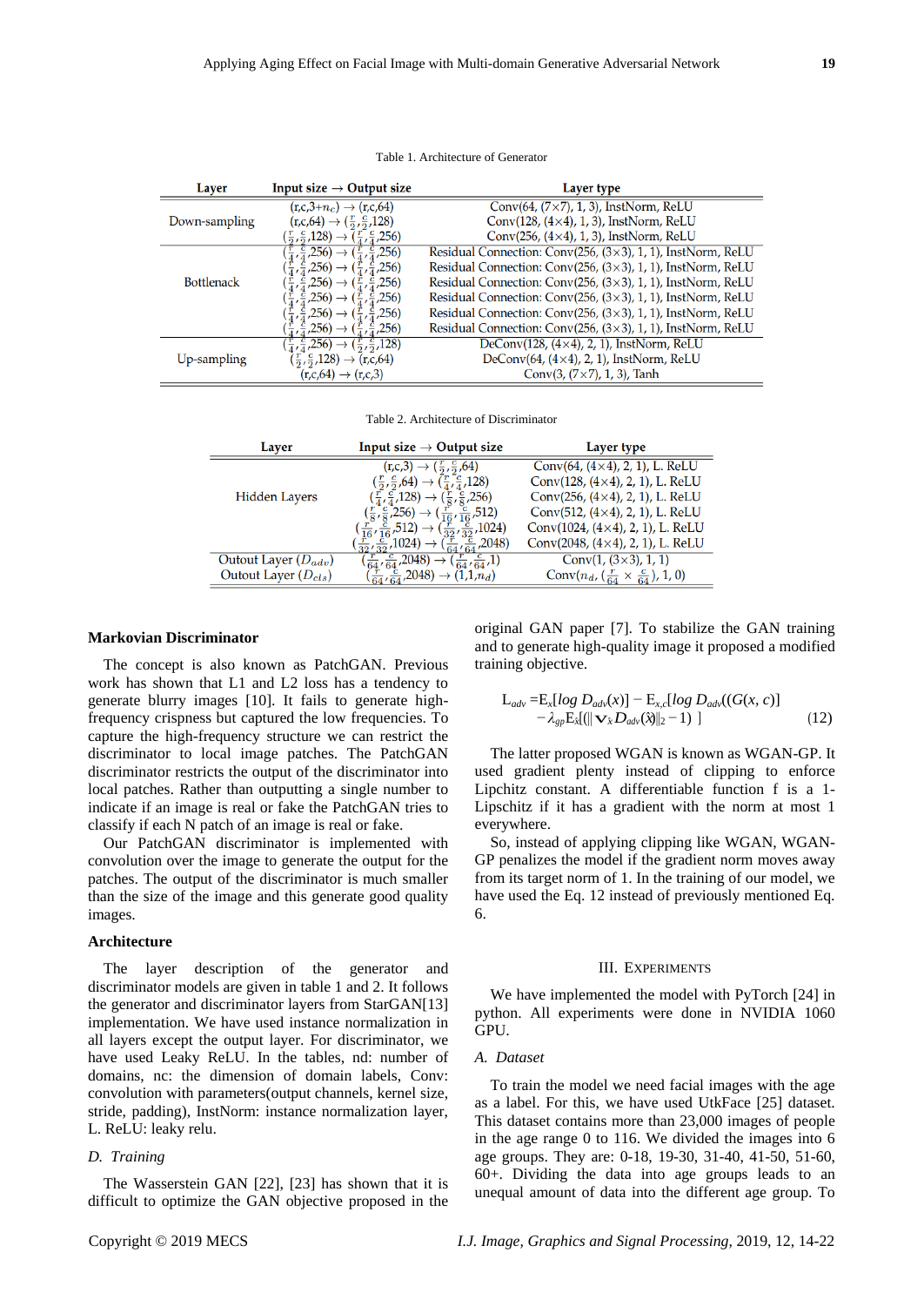Table 1. Architecture of Generator

| Layer | Input size → Output size | Layer type |
|---|---|---|
| Down-sampling | (r,c,3+$n_c$) → (r,c,64) | Conv(64, (7×7), 1, 3), InstNorm, ReLU |
| | (r,c,64) → ($\frac{r}{2}$,$\frac{c}{2}$,128) | Conv(128, (4×4), 1, 3), InstNorm, ReLU |
| | ($\frac{r}{2}$,$\frac{c}{2}$,128) → ($\frac{r}{4}$,$\frac{c}{4}$,256) | Conv(256, (4×4), 1, 3), InstNorm, ReLU |
| Bottlenack | ($\frac{r}{4}$,$\frac{c}{4}$,256) → ($\frac{r}{4}$,$\frac{c}{4}$,256) | Residual Connection: Conv(256, (3×3), 1, 1), InstNorm, ReLU |
| | ($\frac{r}{4}$,$\frac{c}{4}$,256) → ($\frac{r}{4}$,$\frac{c}{4}$,256) | Residual Connection: Conv(256, (3×3), 1, 1), InstNorm, ReLU |
| | ($\frac{r}{4}$,$\frac{c}{4}$,256) → ($\frac{r}{4}$,$\frac{c}{4}$,256) | Residual Connection: Conv(256, (3×3), 1, 1), InstNorm, ReLU |
| | ($\frac{r}{4}$,$\frac{c}{4}$,256) → ($\frac{r}{4}$,$\frac{c}{4}$,256) | Residual Connection: Conv(256, (3×3), 1, 1), InstNorm, ReLU |
| | ($\frac{r}{4}$,$\frac{c}{4}$,256) → ($\frac{r}{4}$,$\frac{c}{4}$,256) | Residual Connection: Conv(256, (3×3), 1, 1), InstNorm, ReLU |
| | ($\frac{r}{4}$,$\frac{c}{4}$,256) → ($\frac{r}{4}$,$\frac{c}{4}$,256) | Residual Connection: Conv(256, (3×3), 1, 1), InstNorm, ReLU |
| Up-sampling | ($\frac{r}{4}$,$\frac{c}{4}$,256) → ($\frac{r}{2}$,$\frac{c}{2}$,128) | DeConv(128, (4×4), 2, 1), InstNorm, ReLU |
| | ($\frac{r}{2}$,$\frac{c}{2}$,128) → (r,c,64) | DeConv(64, (4×4), 2, 1), InstNorm, ReLU |
| | (r,c,64) → (r,c,3) | Conv(3, (7×7), 1, 3), Tanh |

Table 2. Architecture of Discriminator

| Layer | Input size → Output size | Layer type |
|---|---|---|
| Hidden Layers | (r,c,3) → ($\frac{r}{2}$,$\frac{c}{2}$,64) | Conv(64, (4×4), 2, 1), L. ReLU |
| | ($\frac{r}{2}$,$\frac{c}{2}$,64) → ($\frac{r}{4}$,$\frac{c}{4}$,128) | Conv(128, (4×4), 2, 1), L. ReLU |
| | ($\frac{r}{4}$,$\frac{c}{4}$,128) → ($\frac{r}{8}$,$\frac{c}{8}$,256) | Conv(256, (4×4), 2, 1), L. ReLU |
| | ($\frac{r}{8}$,$\frac{c}{8}$,256) → ($\frac{r}{16}$,$\frac{c}{16}$,512) | Conv(512, (4×4), 2, 1), L. ReLU |
| | ($\frac{r}{16}$,$\frac{c}{16}$,512) → ($\frac{r}{32}$,$\frac{c}{32}$,1024) | Conv(1024, (4×4), 2, 1), L. ReLU |
| | ($\frac{r}{32}$,$\frac{c}{32}$,1024) → ($\frac{r}{64}$,$\frac{c}{64}$,2048) | Conv(2048, (4×4), 2, 1), L. ReLU |
| Outout Layer ($D_{adv}$) | ($\frac{r}{64}$,$\frac{c}{64}$,2048) → ($\frac{r}{64}$,$\frac{c}{64}$,1) | Conv(1, (3×3), 1, 1) |
| Outout Layer ($D_{cls}$) | ($\frac{r}{64}$,$\frac{c}{64}$,2048) → (1,1,$n_d$) | Conv($n_d$, ($\frac{r}{64}$ × $\frac{c}{64}$), 1, 0) |

**Markovian Discriminator**

The concept is also known as PatchGAN. Previous work has shown that L1 and L2 loss has a tendency to generate blurry images [10]. It fails to generate high-frequency crispness but captured the low frequencies. To capture the high-frequency structure we can restrict the discriminator to local image patches. The PatchGAN discriminator restricts the output of the discriminator into local patches. Rather than outputting a single number to indicate if an image is real or fake the PatchGAN tries to classify if each N patch of an image is real or fake.

Our PatchGAN discriminator is implemented with convolution over the image to generate the output for the patches. The output of the discriminator is much smaller than the size of the image and this generate good quality images.

**Architecture**

The layer description of the generator and discriminator models are given in table 1 and 2. It follows the generator and discriminator layers from StarGAN[13] implementation. We have used instance normalization in all layers except the output layer. For discriminator, we have used Leaky ReLU. In the tables, nd: number of domains, nc: the dimension of domain labels, Conv: convolution with parameters(output channels, kernel size, stride, padding), InstNorm: instance normalization layer, L. ReLU: leaky relu.

*D. Training*

The Wasserstein GAN [22], [23] has shown that it is difficult to optimize the GAN objective proposed in the original GAN paper [7]. To stabilize the GAN training and to generate high-quality image it proposed a modified training objective.

$$L_{adv} = E_x[log\ D_{adv}(x)] - E_{x,c}[log\ D_{adv}((G(x,c)] - \lambda_{gp} E_{\hat{x}}[(\|\nabla_{\hat{x}} D_{adv}(\hat{x})\|_2 - 1)\ ] \quad (12)$$

The latter proposed WGAN is known as WGAN-GP. It used gradient plenty instead of clipping to enforce Lipchitz constant. A differentiable function f is a 1-Lipschitz if it has a gradient with the norm at most 1 everywhere.

So, instead of applying clipping like WGAN, WGAN-GP penalizes the model if the gradient norm moves away from its target norm of 1. In the training of our model, we have used the Eq. 12 instead of previously mentioned Eq. 6.

## III. Experiments

We have implemented the model with PyTorch [24] in python. All experiments were done in NVIDIA 1060 GPU.

*A. Dataset*

To train the model we need facial images with the age as a label. For this, we have used UtkFace [25] dataset. This dataset contains more than 23,000 images of people in the age range 0 to 116. We divided the images into 6 age groups. They are: 0-18, 19-30, 31-40, 41-50, 51-60, 60+. Dividing the data into age groups leads to an unequal amount of data into the different age group. To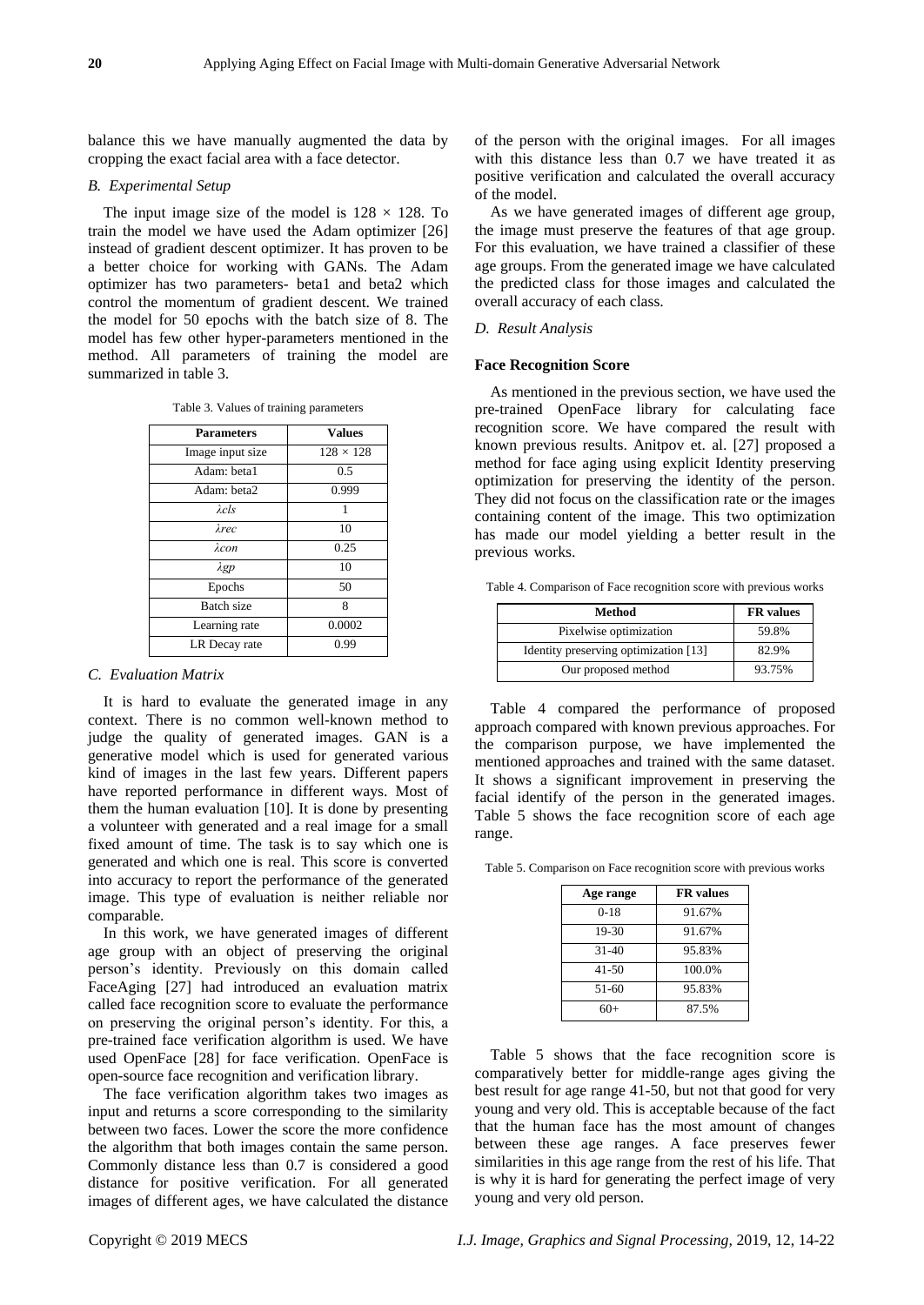balance this we have manually augmented the data by cropping the exact facial area with a face detector.

### *B. Experimental Setup*

The input image size of the model is $128 \times 128$. To train the model we have used the Adam optimizer [26] instead of gradient descent optimizer. It has proven to be a better choice for working with GANs. The Adam optimizer has two parameters- beta1 and beta2 which control the momentum of gradient descent. We trained the model for 50 epochs with the batch size of 8. The model has few other hyper-parameters mentioned in the method. All parameters of training the model are summarized in table 3.

Table 3. Values of training parameters

| Parameters | Values |
|---|---|
| Image input size | $128 \times 128$ |
| Adam: beta1 | 0.5 |
| Adam: beta2 | 0.999 |
| $\lambda cls$ | 1 |
| $\lambda rec$ | 10 |
| $\lambda con$ | 0.25 |
| $\lambda gp$ | 10 |
| Epochs | 50 |
| Batch size | 8 |
| Learning rate | 0.0002 |
| LR Decay rate | 0.99 |

### *C. Evaluation Matrix*

It is hard to evaluate the generated image in any context. There is no common well-known method to judge the quality of generated images. GAN is a generative model which is used for generated various kind of images in the last few years. Different papers have reported performance in different ways. Most of them the human evaluation [10]. It is done by presenting a volunteer with generated and a real image for a small fixed amount of time. The task is to say which one is generated and which one is real. This score is converted into accuracy to report the performance of the generated image. This type of evaluation is neither reliable nor comparable.

In this work, we have generated images of different age group with an object of preserving the original person's identity. Previously on this domain called FaceAging [27] had introduced an evaluation matrix called face recognition score to evaluate the performance on preserving the original person's identity. For this, a pre-trained face verification algorithm is used. We have used OpenFace [28] for face verification. OpenFace is open-source face recognition and verification library.

The face verification algorithm takes two images as input and returns a score corresponding to the similarity between two faces. Lower the score the more confidence the algorithm that both images contain the same person. Commonly distance less than 0.7 is considered a good distance for positive verification. For all generated images of different ages, we have calculated the distance of the person with the original images. For all images with this distance less than 0.7 we have treated it as positive verification and calculated the overall accuracy of the model.

As we have generated images of different age group, the image must preserve the features of that age group. For this evaluation, we have trained a classifier of these age groups. From the generated image we have calculated the predicted class for those images and calculated the overall accuracy of each class.

### *D. Result Analysis*

**Face Recognition Score**

As mentioned in the previous section, we have used the pre-trained OpenFace library for calculating face recognition score. We have compared the result with known previous results. Anitpov et. al. [27] proposed a method for face aging using explicit Identity preserving optimization for preserving the identity of the person. They did not focus on the classification rate or the images containing content of the image. This two optimization has made our model yielding a better result in the previous works.

Table 4. Comparison of Face recognition score with previous works

| Method | FR values |
|---|---|
| Pixelwise optimization | 59.8% |
| Identity preserving optimization [13] | 82.9% |
| Our proposed method | 93.75% |

Table 4 compared the performance of proposed approach compared with known previous approaches. For the comparison purpose, we have implemented the mentioned approaches and trained with the same dataset. It shows a significant improvement in preserving the facial identify of the person in the generated images. Table 5 shows the face recognition score of each age range.

Table 5. Comparison on Face recognition score with previous works

| Age range | FR values |
|---|---|
| 0-18 | 91.67% |
| 19-30 | 91.67% |
| 31-40 | 95.83% |
| 41-50 | 100.0% |
| 51-60 | 95.83% |
| 60+ | 87.5% |

Table 5 shows that the face recognition score is comparatively better for middle-range ages giving the best result for age range 41-50, but not that good for very young and very old. This is acceptable because of the fact that the human face has the most amount of changes between these age ranges. A face preserves fewer similarities in this age range from the rest of his life. That is why it is hard for generating the perfect image of very young and very old person.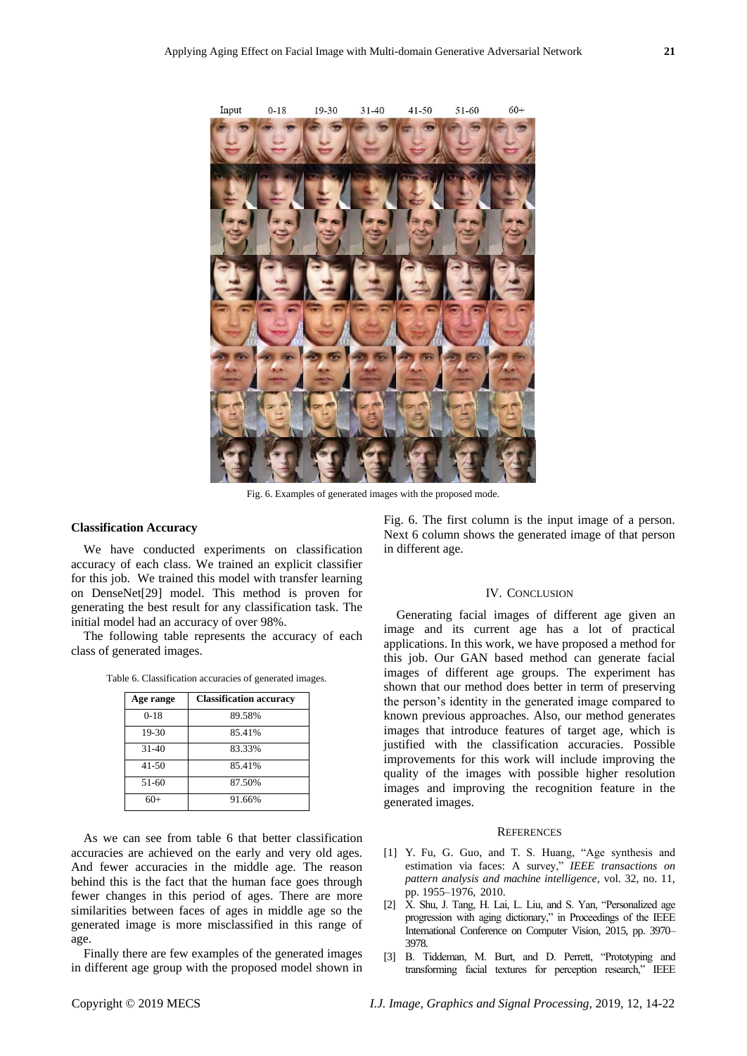Fig. 6. Examples of generated images with the proposed mode.

**Classification Accuracy**

We have conducted experiments on classification accuracy of each class. We trained an explicit classifier for this job. We trained this model with transfer learning on DenseNet[29] model. This method is proven for generating the best result for any classification task. The initial model had an accuracy of over 98%.

The following table represents the accuracy of each class of generated images.

Table 6. Classification accuracies of generated images.

| Age range | Classification accuracy |
|---|---|
| 0-18 | 89.58% |
| 19-30 | 85.41% |
| 31-40 | 83.33% |
| 41-50 | 85.41% |
| 51-60 | 87.50% |
| 60+ | 91.66% |

As we can see from table 6 that better classification accuracies are achieved on the early and very old ages. And fewer accuracies in the middle age. The reason behind this is the fact that the human face goes through fewer changes in this period of ages. There are more similarities between faces of ages in middle age so the generated image is more misclassified in this range of age.

Finally there are few examples of the generated images in different age group with the proposed model shown in Fig. 6. The first column is the input image of a person. Next 6 column shows the generated image of that person in different age.

## IV. Conclusion

Generating facial images of different age given an image and its current age has a lot of practical applications. In this work, we have proposed a method for this job. Our GAN based method can generate facial images of different age groups. The experiment has shown that our method does better in term of preserving the person's identity in the generated image compared to known previous approaches. Also, our method generates images that introduce features of target age, which is justified with the classification accuracies. Possible improvements for this work will include improving the quality of the images with possible higher resolution images and improving the recognition feature in the generated images.

## References

[1] Y. Fu, G. Guo, and T. S. Huang, "Age synthesis and estimation via faces: A survey," *IEEE transactions on pattern analysis and machine intelligence*, vol. 32, no. 11, pp. 1955–1976, 2010.

[2] X. Shu, J. Tang, H. Lai, L. Liu, and S. Yan, "Personalized age progression with aging dictionary," in Proceedings of the IEEE International Conference on Computer Vision, 2015, pp. 3970–3978.

[3] B. Tiddeman, M. Burt, and D. Perrett, "Prototyping and transforming facial textures for perception research," IEEE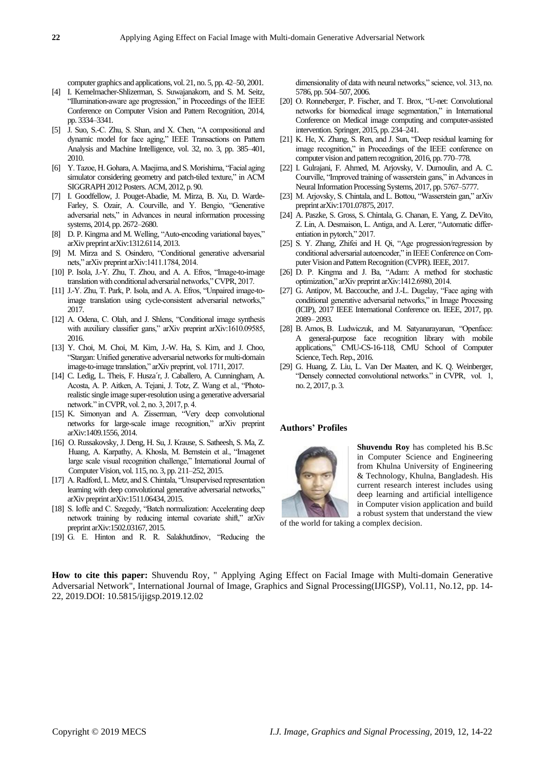computer graphics and applications, vol. 21, no. 5, pp. 42–50, 2001.

[4] I. Kemelmacher-Shlizerman, S. Suwajanakorn, and S. M. Seitz, "Illumination-aware age progression," in Proceedings of the IEEE Conference on Computer Vision and Pattern Recognition, 2014, pp. 3334–3341.

[5] J. Suo, S.-C. Zhu, S. Shan, and X. Chen, "A compositional and dynamic model for face aging," IEEE Transactions on Pattern Analysis and Machine Intelligence, vol. 32, no. 3, pp. 385–401, 2010.

[6] Y. Tazoe, H. Gohara, A. Maejima, and S. Morishima, "Facial aging simulator considering geometry and patch-tiled texture," in ACM SIGGRAPH 2012 Posters. ACM, 2012, p. 90.

[7] I. Goodfellow, J. Pouget-Abadie, M. Mirza, B. Xu, D. Warde-Farley, S. Ozair, A. Courville, and Y. Bengio, "Generative adversarial nets," in Advances in neural information processing systems, 2014, pp. 2672–2680.

[8] D. P. Kingma and M. Welling, "Auto-encoding variational bayes," arXiv preprint arXiv:1312.6114, 2013.

[9] M. Mirza and S. Osindero, "Conditional generative adversarial nets," arXiv preprint arXiv:1411.1784, 2014.

[10] P. Isola, J.-Y. Zhu, T. Zhou, and A. A. Efros, "Image-to-image translation with conditional adversarial networks," CVPR, 2017.

[11] J.-Y. Zhu, T. Park, P. Isola, and A. A. Efros, "Unpaired image-to-image translation using cycle-consistent adversarial networks," 2017.

[12] A. Odena, C. Olah, and J. Shlens, "Conditional image synthesis with auxiliary classifier gans," arXiv preprint arXiv:1610.09585, 2016.

[13] Y. Choi, M. Choi, M. Kim, J.-W. Ha, S. Kim, and J. Choo, "Stargan: Unified generative adversarial networks for multi-domain image-to-image translation," arXiv preprint, vol. 1711, 2017.

[14] C. Ledig, L. Theis, F. Husza´r, J. Caballero, A. Cunningham, A. Acosta, A. P. Aitken, A. Tejani, J. Totz, Z. Wang et al., "Photo-realistic single image super-resolution using a generative adversarial network." in CVPR, vol. 2, no. 3, 2017, p. 4.

[15] K. Simonyan and A. Zisserman, "Very deep convolutional networks for large-scale image recognition," arXiv preprint arXiv:1409.1556, 2014.

[16] O. Russakovsky, J. Deng, H. Su, J. Krause, S. Satheesh, S. Ma, Z. Huang, A. Karpathy, A. Khosla, M. Bernstein et al., "Imagenet large scale visual recognition challenge," International Journal of Computer Vision, vol. 115, no. 3, pp. 211–252, 2015.

[17] A. Radford, L. Metz, and S. Chintala, "Unsupervised representation learning with deep convolutional generative adversarial networks," arXiv preprint arXiv:1511.06434, 2015.

[18] S. Ioffe and C. Szegedy, "Batch normalization: Accelerating deep network training by reducing internal covariate shift," arXiv preprint arXiv:1502.03167, 2015.

[19] G. E. Hinton and R. R. Salakhutdinov, "Reducing the dimensionality of data with neural networks," science, vol. 313, no. 5786, pp. 504–507, 2006.

[20] O. Ronneberger, P. Fischer, and T. Brox, "U-net: Convolutional networks for biomedical image segmentation," in International Conference on Medical image computing and computer-assisted intervention. Springer, 2015, pp. 234–241.

[21] K. He, X. Zhang, S. Ren, and J. Sun, "Deep residual learning for image recognition," in Proceedings of the IEEE conference on computer vision and pattern recognition, 2016, pp. 770–778.

[22] I. Gulrajani, F. Ahmed, M. Arjovsky, V. Dumoulin, and A. C. Courville, "Improved training of wasserstein gans," in Advances in Neural Information Processing Systems, 2017, pp. 5767–5777.

[23] M. Arjovsky, S. Chintala, and L. Bottou, "Wasserstein gan," arXiv preprint arXiv:1701.07875, 2017.

[24] A. Paszke, S. Gross, S. Chintala, G. Chanan, E. Yang, Z. DeVito, Z. Lin, A. Desmaison, L. Antiga, and A. Lerer, "Automatic differentiation in pytorch," 2017.

[25] S. Y. Zhang, Zhifei and H. Qi, "Age progression/regression by conditional adversarial autoencoder," in IEEE Conference on Computer Vision and Pattern Recognition (CVPR). IEEE, 2017.

[26] D. P. Kingma and J. Ba, "Adam: A method for stochastic optimization," arXiv preprint arXiv:1412.6980, 2014.

[27] G. Antipov, M. Baccouche, and J.-L. Dugelay, "Face aging with conditional generative adversarial networks," in Image Processing (ICIP), 2017 IEEE International Conference on. IEEE, 2017, pp. 2089– 2093.

[28] B. Amos, B. Ludwiczuk, and M. Satyanarayanan, "Openface: A general-purpose face recognition library with mobile applications," CMU-CS-16-118, CMU School of Computer Science, Tech. Rep., 2016.

[29] G. Huang, Z. Liu, L. Van Der Maaten, and K. Q. Weinberger, "Densely connected convolutional networks." in CVPR, vol. 1, no. 2, 2017, p. 3.

## Authors' Profiles

**Shuvendu Roy** has completed his B.Sc in Computer Science and Engineering from Khulna University of Engineering & Technology, Khulna, Bangladesh. His current research interest includes using deep learning and artificial intelligence in Computer vision application and build a robust system that understand the view of the world for taking a complex decision.

**How to cite this paper:** Shuvendu Roy, " Applying Aging Effect on Facial Image with Multi-domain Generative Adversarial Network", International Journal of Image, Graphics and Signal Processing(IJIGSP), Vol.11, No.12, pp. 14-22, 2019.DOI: 10.5815/ijigsp.2019.12.02